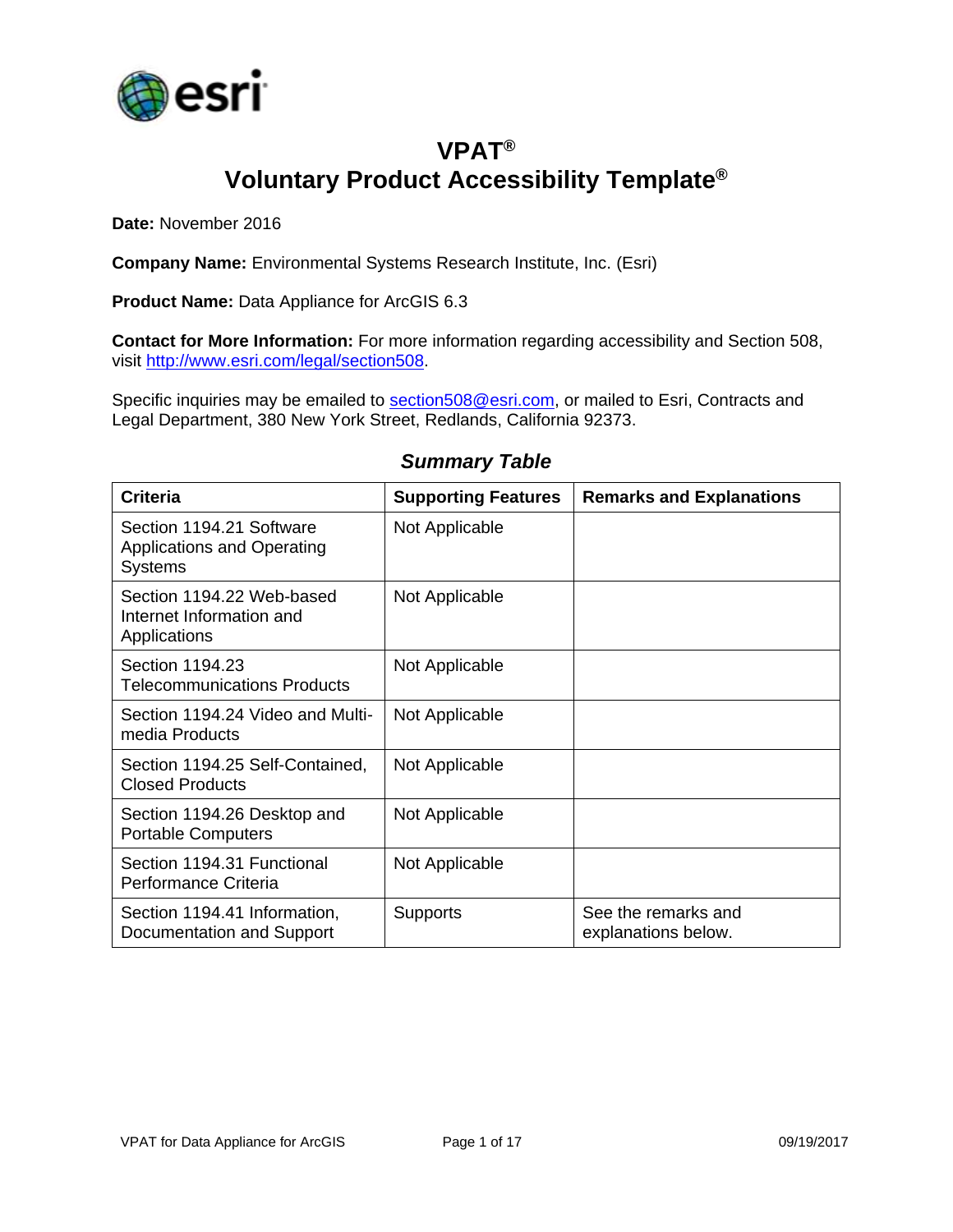# VPAT®

# Voluntary Product Accessibility Template®

**Date:** November 2016

**Company Name:** Environmental Systems Research Institute, Inc. (Esri)

**Product Name:** Data Appliance for ArcGIS 6.3

**Contact for More Information:** For more information regarding accessibility and Section 508, visit http://www.esri.com/legal/section508.

Specific inquiries may be emailed to section508@esri.com, or mailed to Esri, Contracts and Legal Department, 380 New York Street, Redlands, California 92373.

## *Summary Table*

| Criteria | Supporting Features | Remarks and Explanations |
|---|---|---|
| Section 1194.21 Software Applications and Operating Systems | Not Applicable | |
| Section 1194.22 Web-based Internet Information and Applications | Not Applicable | |
| Section 1194.23 Telecommunications Products | Not Applicable | |
| Section 1194.24 Video and Multi-media Products | Not Applicable | |
| Section 1194.25 Self-Contained, Closed Products | Not Applicable | |
| Section 1194.26 Desktop and Portable Computers | Not Applicable | |
| Section 1194.31 Functional Performance Criteria | Not Applicable | |
| Section 1194.41 Information, Documentation and Support | Supports | See the remarks and explanations below. |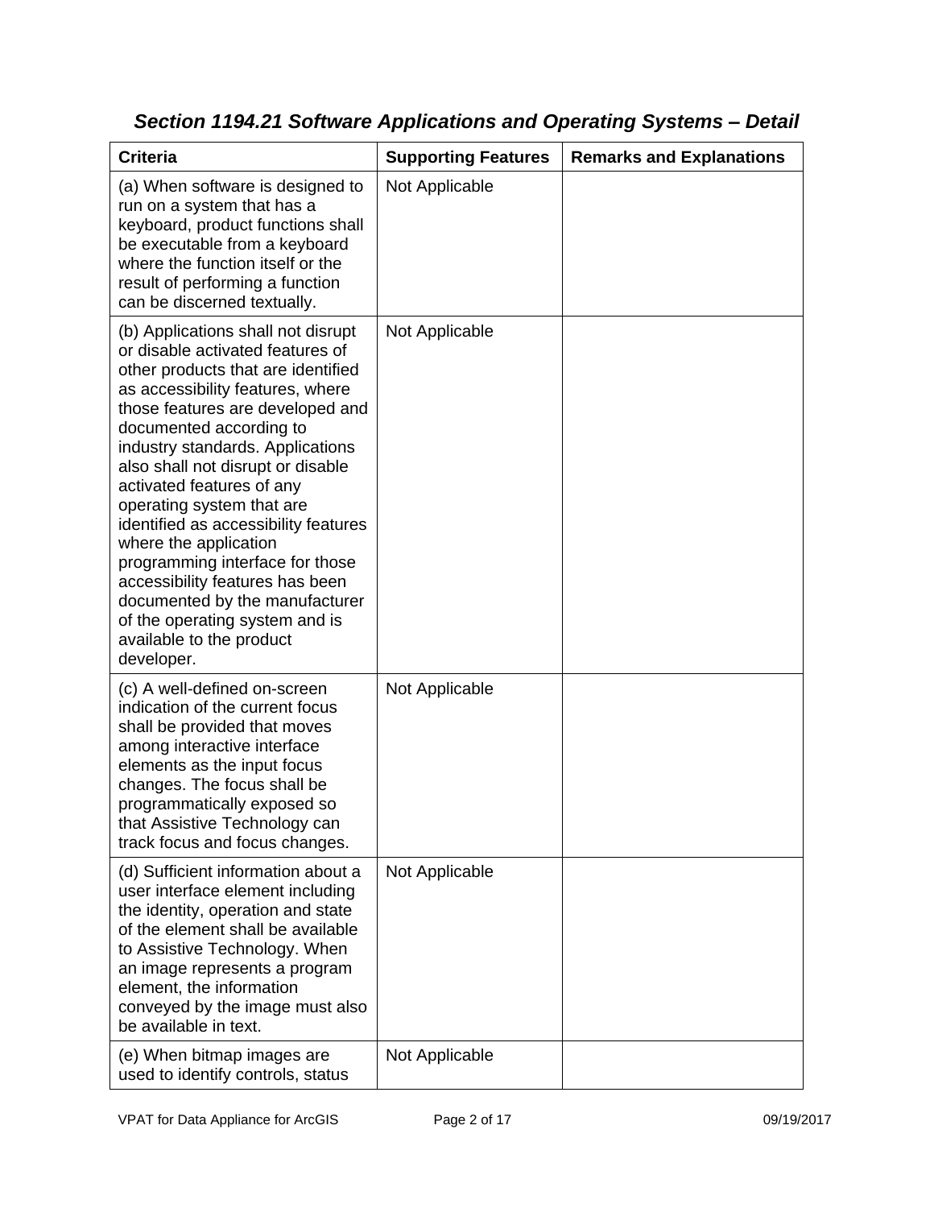## *Section 1194.21 Software Applications and Operating Systems – Detail*

| Criteria | Supporting Features | Remarks and Explanations |
|---|---|---|
| (a) When software is designed to run on a system that has a keyboard, product functions shall be executable from a keyboard where the function itself or the result of performing a function can be discerned textually. | Not Applicable | |
| (b) Applications shall not disrupt or disable activated features of other products that are identified as accessibility features, where those features are developed and documented according to industry standards. Applications also shall not disrupt or disable activated features of any operating system that are identified as accessibility features where the application programming interface for those accessibility features has been documented by the manufacturer of the operating system and is available to the product developer. | Not Applicable | |
| (c) A well-defined on-screen indication of the current focus shall be provided that moves among interactive interface elements as the input focus changes. The focus shall be programmatically exposed so that Assistive Technology can track focus and focus changes. | Not Applicable | |
| (d) Sufficient information about a user interface element including the identity, operation and state of the element shall be available to Assistive Technology. When an image represents a program element, the information conveyed by the image must also be available in text. | Not Applicable | |
| (e) When bitmap images are used to identify controls, status | Not Applicable | |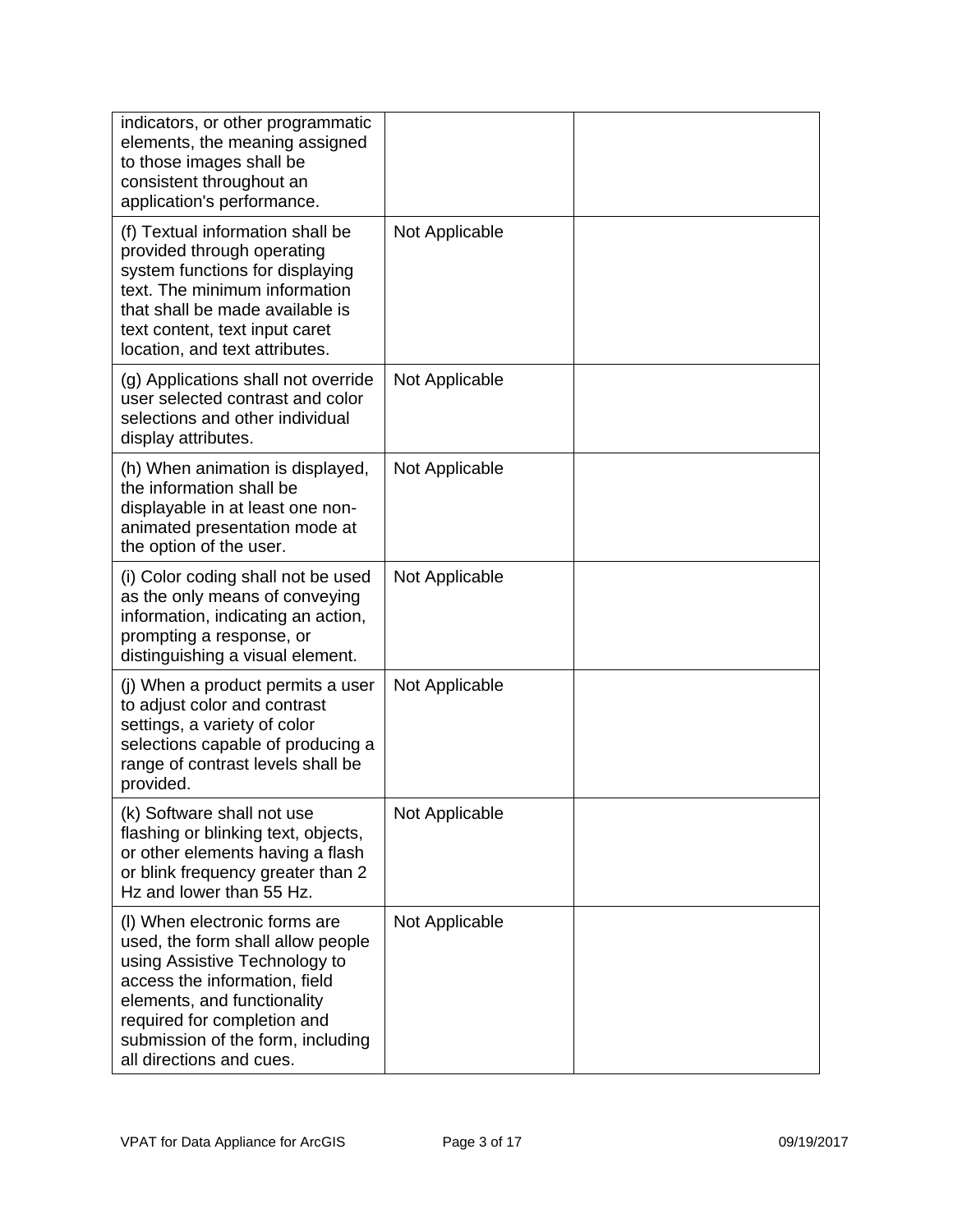| | | |
|---|---|---|
| indicators, or other programmatic elements, the meaning assigned to those images shall be consistent throughout an application's performance. | | |
| (f) Textual information shall be provided through operating system functions for displaying text. The minimum information that shall be made available is text content, text input caret location, and text attributes. | Not Applicable | |
| (g) Applications shall not override user selected contrast and color selections and other individual display attributes. | Not Applicable | |
| (h) When animation is displayed, the information shall be displayable in at least one non-animated presentation mode at the option of the user. | Not Applicable | |
| (i) Color coding shall not be used as the only means of conveying information, indicating an action, prompting a response, or distinguishing a visual element. | Not Applicable | |
| (j) When a product permits a user to adjust color and contrast settings, a variety of color selections capable of producing a range of contrast levels shall be provided. | Not Applicable | |
| (k) Software shall not use flashing or blinking text, objects, or other elements having a flash or blink frequency greater than 2 Hz and lower than 55 Hz. | Not Applicable | |
| (l) When electronic forms are used, the form shall allow people using Assistive Technology to access the information, field elements, and functionality required for completion and submission of the form, including all directions and cues. | Not Applicable | |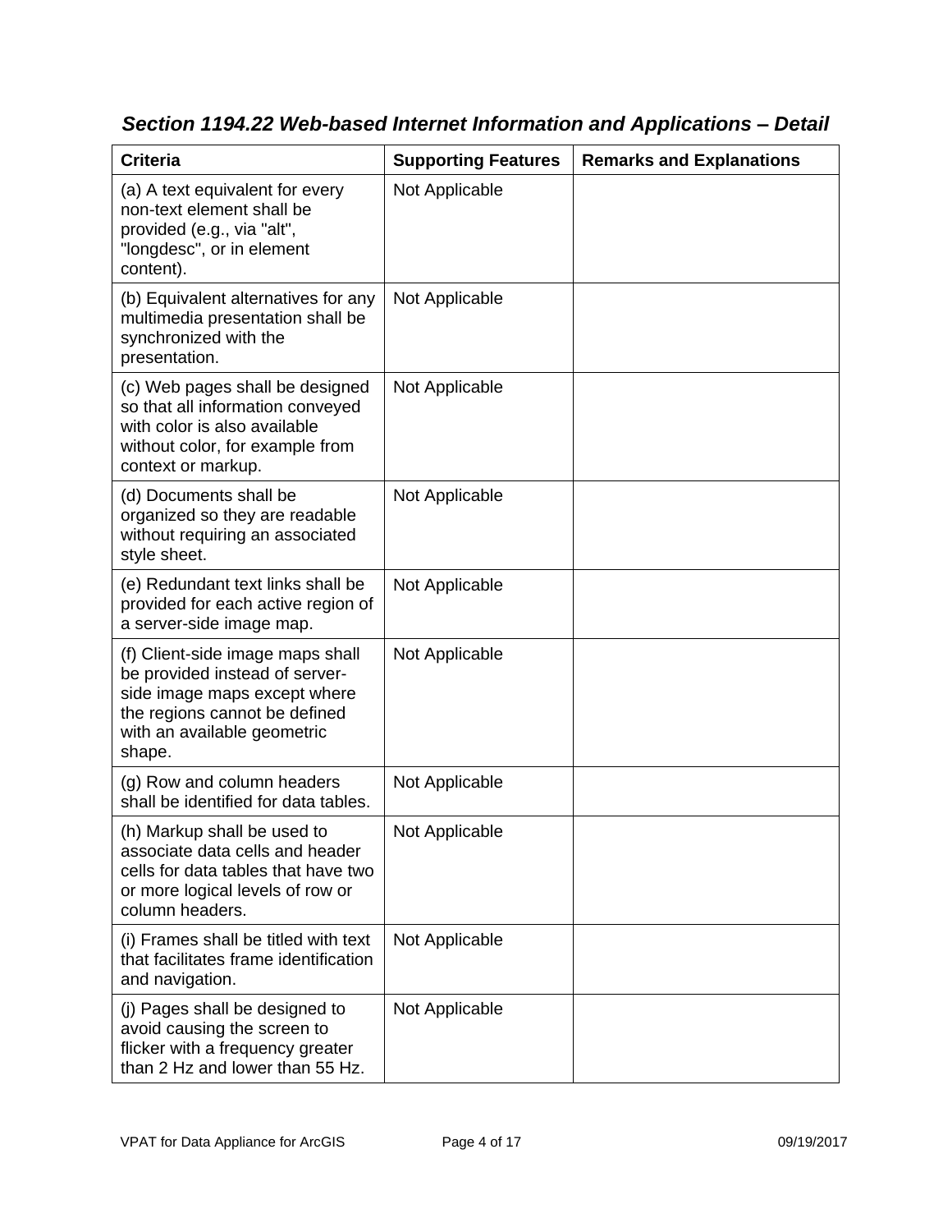## *Section 1194.22 Web-based Internet Information and Applications – Detail*

| Criteria | Supporting Features | Remarks and Explanations |
| --- | --- | --- |
| (a) A text equivalent for every non-text element shall be provided (e.g., via "alt", "longdesc", or in element content). | Not Applicable | |
| (b) Equivalent alternatives for any multimedia presentation shall be synchronized with the presentation. | Not Applicable | |
| (c) Web pages shall be designed so that all information conveyed with color is also available without color, for example from context or markup. | Not Applicable | |
| (d) Documents shall be organized so they are readable without requiring an associated style sheet. | Not Applicable | |
| (e) Redundant text links shall be provided for each active region of a server-side image map. | Not Applicable | |
| (f) Client-side image maps shall be provided instead of server-side image maps except where the regions cannot be defined with an available geometric shape. | Not Applicable | |
| (g) Row and column headers shall be identified for data tables. | Not Applicable | |
| (h) Markup shall be used to associate data cells and header cells for data tables that have two or more logical levels of row or column headers. | Not Applicable | |
| (i) Frames shall be titled with text that facilitates frame identification and navigation. | Not Applicable | |
| (j) Pages shall be designed to avoid causing the screen to flicker with a frequency greater than 2 Hz and lower than 55 Hz. | Not Applicable | |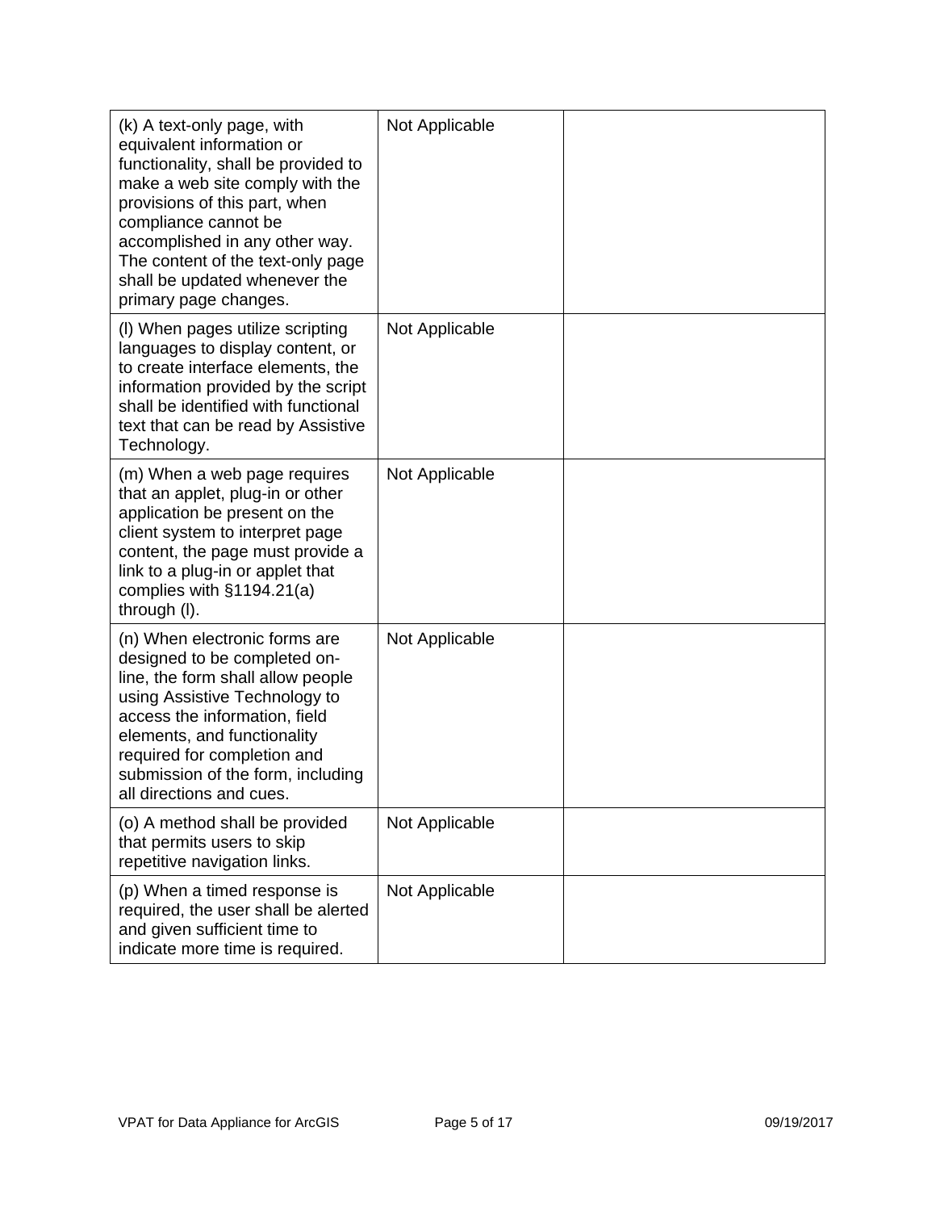| (k) A text-only page, with equivalent information or functionality, shall be provided to make a web site comply with the provisions of this part, when compliance cannot be accomplished in any other way. The content of the text-only page shall be updated whenever the primary page changes. | Not Applicable | |
|---|---|---|
| (l) When pages utilize scripting languages to display content, or to create interface elements, the information provided by the script shall be identified with functional text that can be read by Assistive Technology. | Not Applicable | |
| (m) When a web page requires that an applet, plug-in or other application be present on the client system to interpret page content, the page must provide a link to a plug-in or applet that complies with §1194.21(a) through (l). | Not Applicable | |
| (n) When electronic forms are designed to be completed on-line, the form shall allow people using Assistive Technology to access the information, field elements, and functionality required for completion and submission of the form, including all directions and cues. | Not Applicable | |
| (o) A method shall be provided that permits users to skip repetitive navigation links. | Not Applicable | |
| (p) When a timed response is required, the user shall be alerted and given sufficient time to indicate more time is required. | Not Applicable | |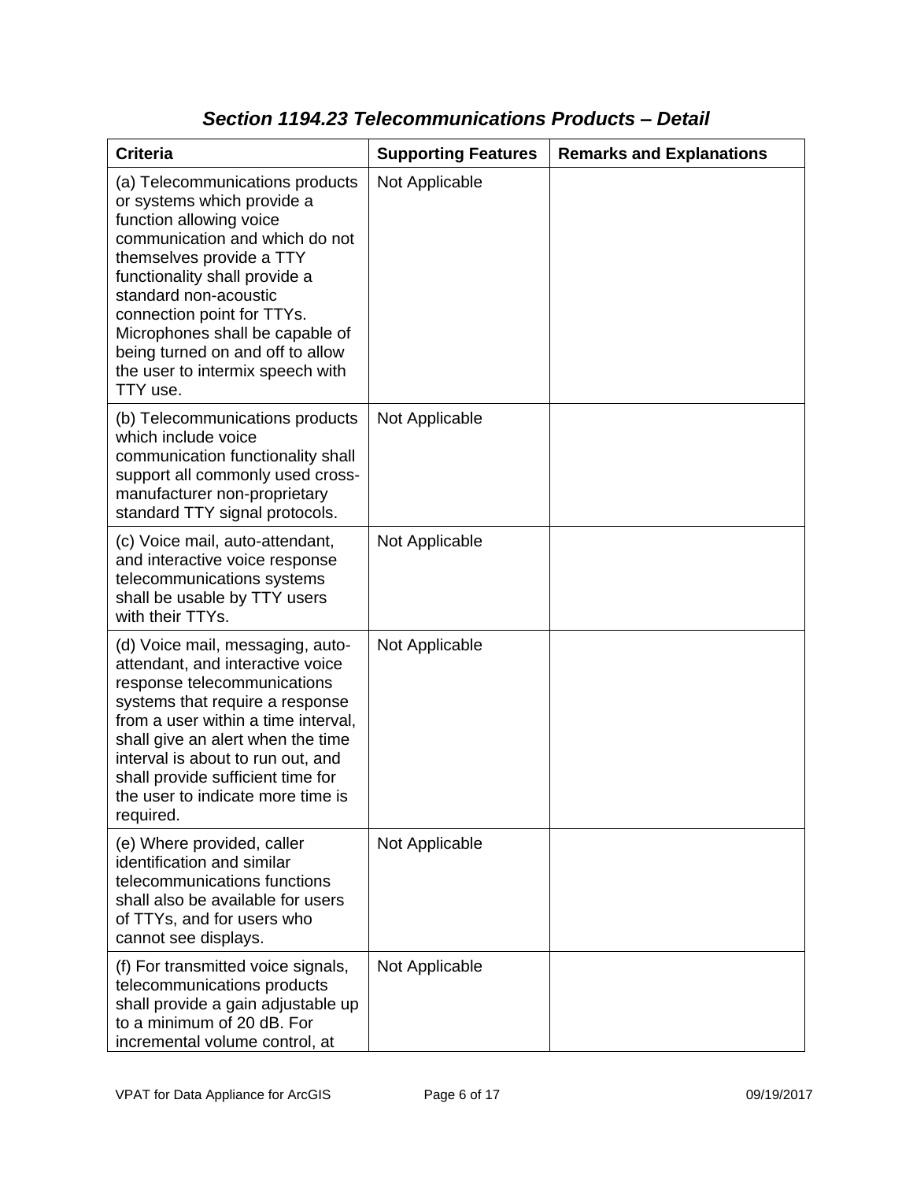## *Section 1194.23 Telecommunications Products – Detail*

| Criteria | Supporting Features | Remarks and Explanations |
|---|---|---|
| (a) Telecommunications products or systems which provide a function allowing voice communication and which do not themselves provide a TTY functionality shall provide a standard non-acoustic connection point for TTYs. Microphones shall be capable of being turned on and off to allow the user to intermix speech with TTY use. | Not Applicable | |
| (b) Telecommunications products which include voice communication functionality shall support all commonly used cross-manufacturer non-proprietary standard TTY signal protocols. | Not Applicable | |
| (c) Voice mail, auto-attendant, and interactive voice response telecommunications systems shall be usable by TTY users with their TTYs. | Not Applicable | |
| (d) Voice mail, messaging, auto-attendant, and interactive voice response telecommunications systems that require a response from a user within a time interval, shall give an alert when the time interval is about to run out, and shall provide sufficient time for the user to indicate more time is required. | Not Applicable | |
| (e) Where provided, caller identification and similar telecommunications functions shall also be available for users of TTYs, and for users who cannot see displays. | Not Applicable | |
| (f) For transmitted voice signals, telecommunications products shall provide a gain adjustable up to a minimum of 20 dB. For incremental volume control, at | Not Applicable | |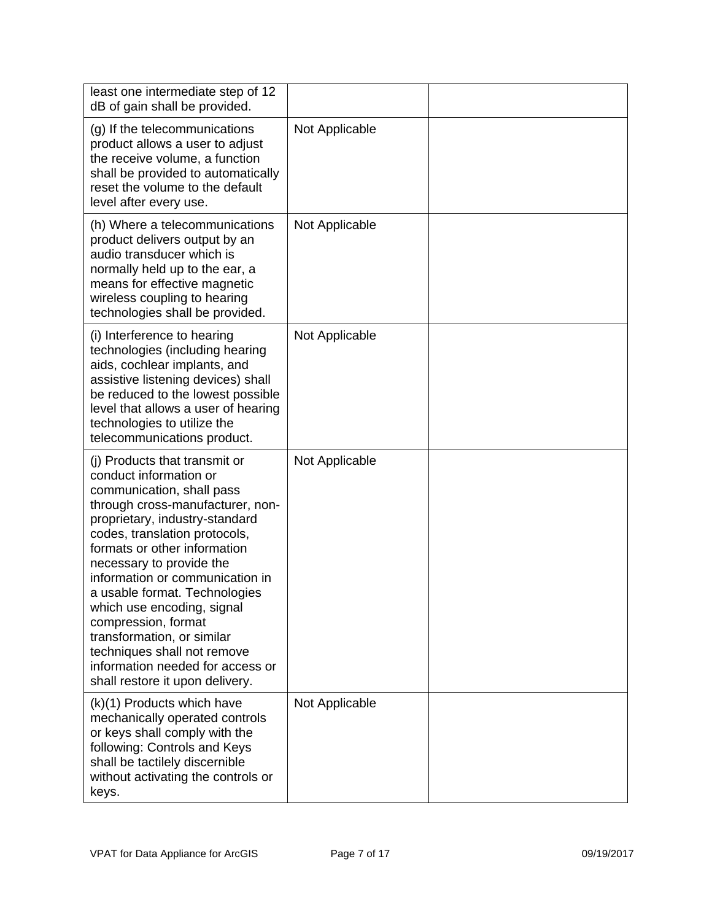| | | |
|---|---|---|
| least one intermediate step of 12 dB of gain shall be provided. | | |
| (g) If the telecommunications product allows a user to adjust the receive volume, a function shall be provided to automatically reset the volume to the default level after every use. | Not Applicable | |
| (h) Where a telecommunications product delivers output by an audio transducer which is normally held up to the ear, a means for effective magnetic wireless coupling to hearing technologies shall be provided. | Not Applicable | |
| (i) Interference to hearing technologies (including hearing aids, cochlear implants, and assistive listening devices) shall be reduced to the lowest possible level that allows a user of hearing technologies to utilize the telecommunications product. | Not Applicable | |
| (j) Products that transmit or conduct information or communication, shall pass through cross-manufacturer, non-proprietary, industry-standard codes, translation protocols, formats or other information necessary to provide the information or communication in a usable format. Technologies which use encoding, signal compression, format transformation, or similar techniques shall not remove information needed for access or shall restore it upon delivery. | Not Applicable | |
| (k)(1) Products which have mechanically operated controls or keys shall comply with the following: Controls and Keys shall be tactilely discernible without activating the controls or keys. | Not Applicable | |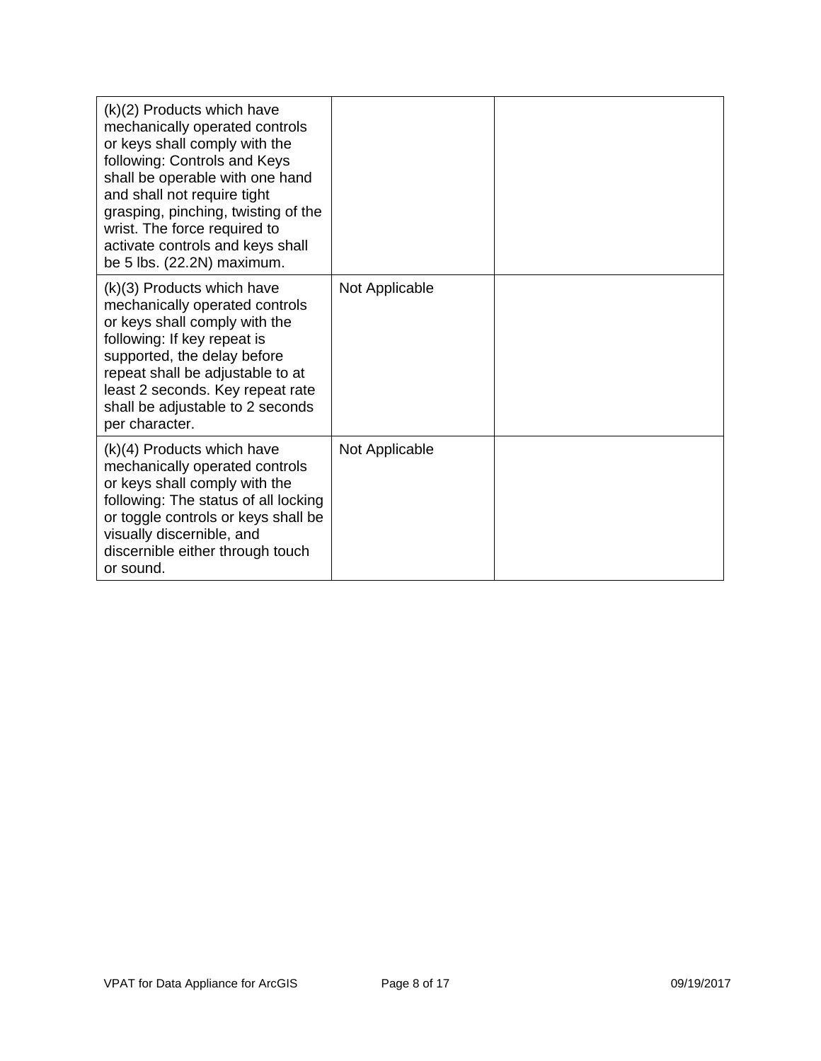| | | |
|---|---|---|
| (k)(2) Products which have mechanically operated controls or keys shall comply with the following: Controls and Keys shall be operable with one hand and shall not require tight grasping, pinching, twisting of the wrist. The force required to activate controls and keys shall be 5 lbs. (22.2N) maximum. | | |
| (k)(3) Products which have mechanically operated controls or keys shall comply with the following: If key repeat is supported, the delay before repeat shall be adjustable to at least 2 seconds. Key repeat rate shall be adjustable to 2 seconds per character. | Not Applicable | |
| (k)(4) Products which have mechanically operated controls or keys shall comply with the following: The status of all locking or toggle controls or keys shall be visually discernible, and discernible either through touch or sound. | Not Applicable | |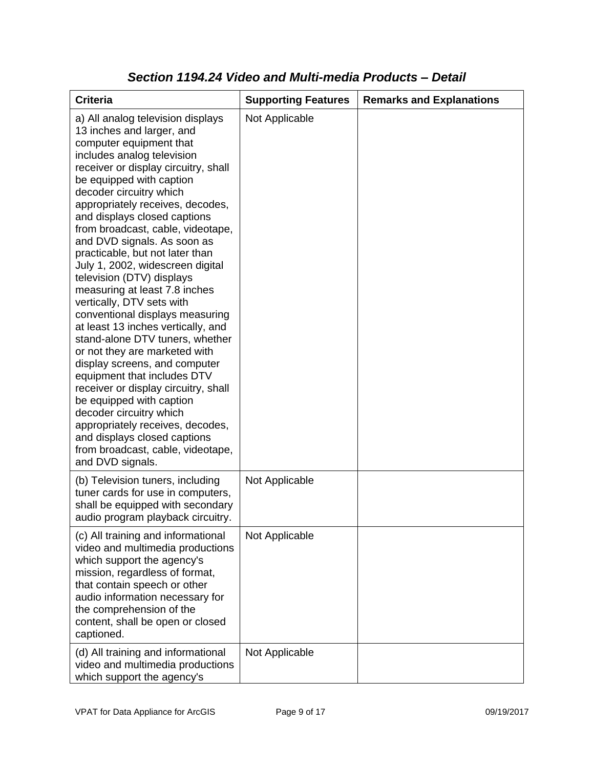## *Section 1194.24 Video and Multi-media Products – Detail*

| Criteria | Supporting Features | Remarks and Explanations |
|---|---|---|
| a) All analog television displays 13 inches and larger, and computer equipment that includes analog television receiver or display circuitry, shall be equipped with caption decoder circuitry which appropriately receives, decodes, and displays closed captions from broadcast, cable, videotape, and DVD signals. As soon as practicable, but not later than July 1, 2002, widescreen digital television (DTV) displays measuring at least 7.8 inches vertically, DTV sets with conventional displays measuring at least 13 inches vertically, and stand-alone DTV tuners, whether or not they are marketed with display screens, and computer equipment that includes DTV receiver or display circuitry, shall be equipped with caption decoder circuitry which appropriately receives, decodes, and displays closed captions from broadcast, cable, videotape, and DVD signals. | Not Applicable | |
| (b) Television tuners, including tuner cards for use in computers, shall be equipped with secondary audio program playback circuitry. | Not Applicable | |
| (c) All training and informational video and multimedia productions which support the agency's mission, regardless of format, that contain speech or other audio information necessary for the comprehension of the content, shall be open or closed captioned. | Not Applicable | |
| (d) All training and informational video and multimedia productions which support the agency's | Not Applicable | |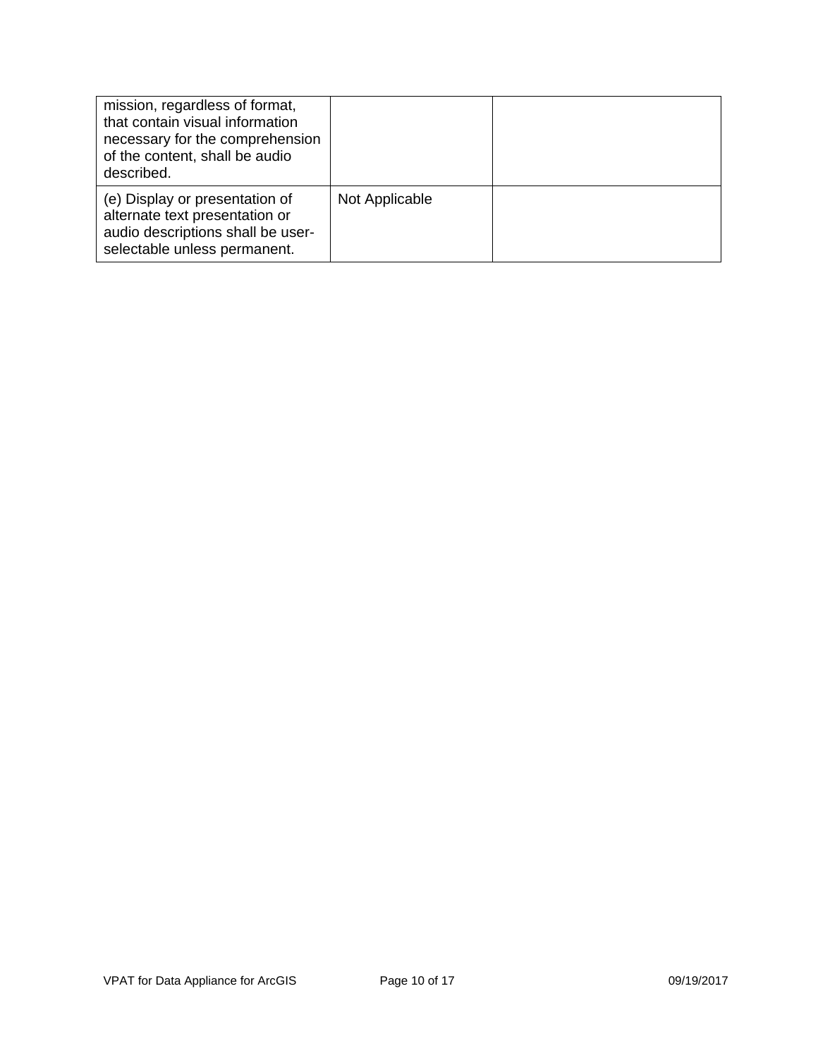| | | |
|---|---|---|
| mission, regardless of format, that contain visual information necessary for the comprehension of the content, shall be audio described. | | |
| (e) Display or presentation of alternate text presentation or audio descriptions shall be user-selectable unless permanent. | Not Applicable | |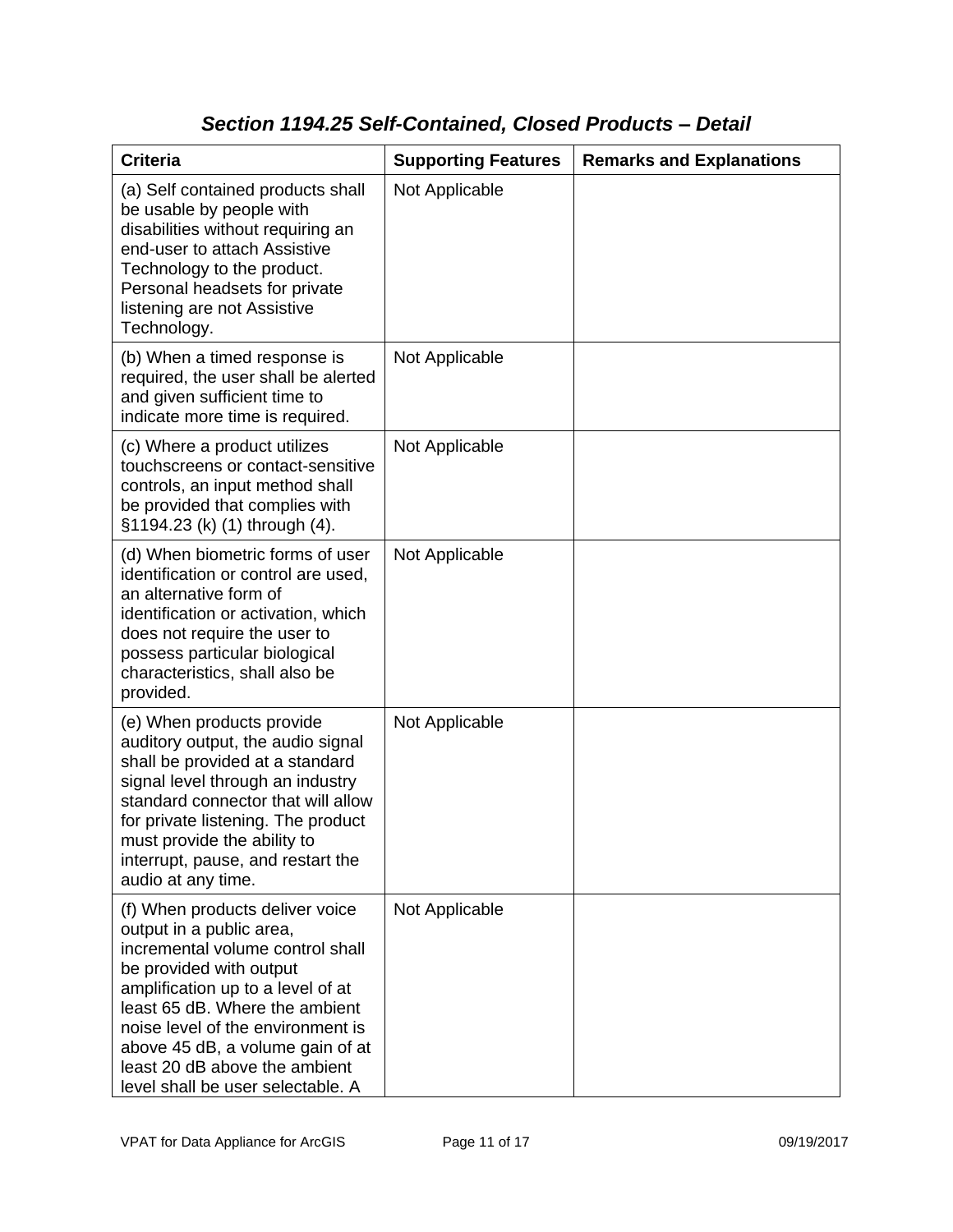### *Section 1194.25 Self-Contained, Closed Products – Detail*

| Criteria | Supporting Features | Remarks and Explanations |
| --- | --- | --- |
| (a) Self contained products shall be usable by people with disabilities without requiring an end-user to attach Assistive Technology to the product. Personal headsets for private listening are not Assistive Technology. | Not Applicable | |
| (b) When a timed response is required, the user shall be alerted and given sufficient time to indicate more time is required. | Not Applicable | |
| (c) Where a product utilizes touchscreens or contact-sensitive controls, an input method shall be provided that complies with §1194.23 (k) (1) through (4). | Not Applicable | |
| (d) When biometric forms of user identification or control are used, an alternative form of identification or activation, which does not require the user to possess particular biological characteristics, shall also be provided. | Not Applicable | |
| (e) When products provide auditory output, the audio signal shall be provided at a standard signal level through an industry standard connector that will allow for private listening. The product must provide the ability to interrupt, pause, and restart the audio at any time. | Not Applicable | |
| (f) When products deliver voice output in a public area, incremental volume control shall be provided with output amplification up to a level of at least 65 dB. Where the ambient noise level of the environment is above 45 dB, a volume gain of at least 20 dB above the ambient level shall be user selectable. A | Not Applicable | |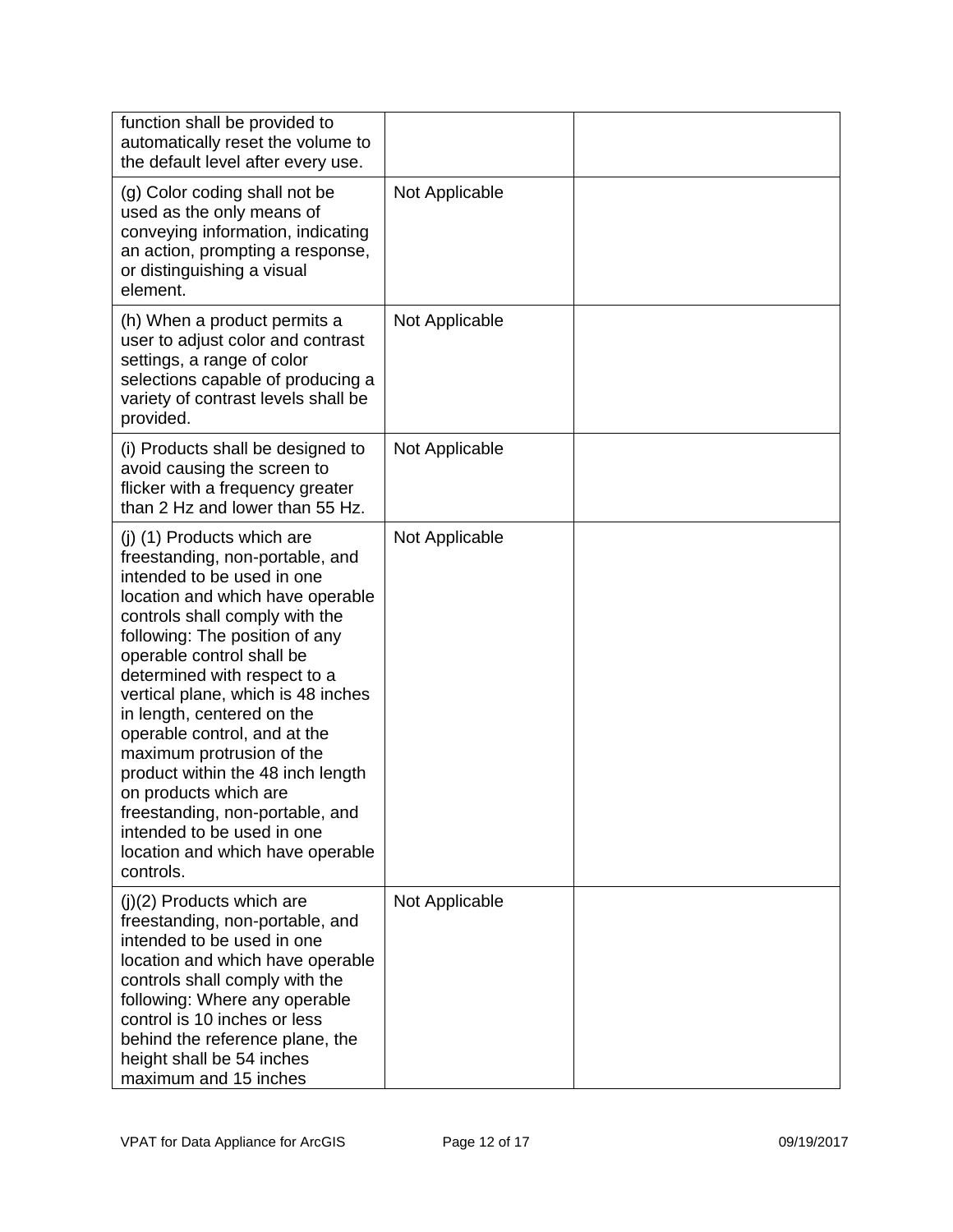| | | |
|---|---|---|
| function shall be provided to automatically reset the volume to the default level after every use. | | |
| (g) Color coding shall not be used as the only means of conveying information, indicating an action, prompting a response, or distinguishing a visual element. | Not Applicable | |
| (h) When a product permits a user to adjust color and contrast settings, a range of color selections capable of producing a variety of contrast levels shall be provided. | Not Applicable | |
| (i) Products shall be designed to avoid causing the screen to flicker with a frequency greater than 2 Hz and lower than 55 Hz. | Not Applicable | |
| (j) (1) Products which are freestanding, non-portable, and intended to be used in one location and which have operable controls shall comply with the following: The position of any operable control shall be determined with respect to a vertical plane, which is 48 inches in length, centered on the operable control, and at the maximum protrusion of the product within the 48 inch length on products which are freestanding, non-portable, and intended to be used in one location and which have operable controls. | Not Applicable | |
| (j)(2) Products which are freestanding, non-portable, and intended to be used in one location and which have operable controls shall comply with the following: Where any operable control is 10 inches or less behind the reference plane, the height shall be 54 inches maximum and 15 inches | Not Applicable | |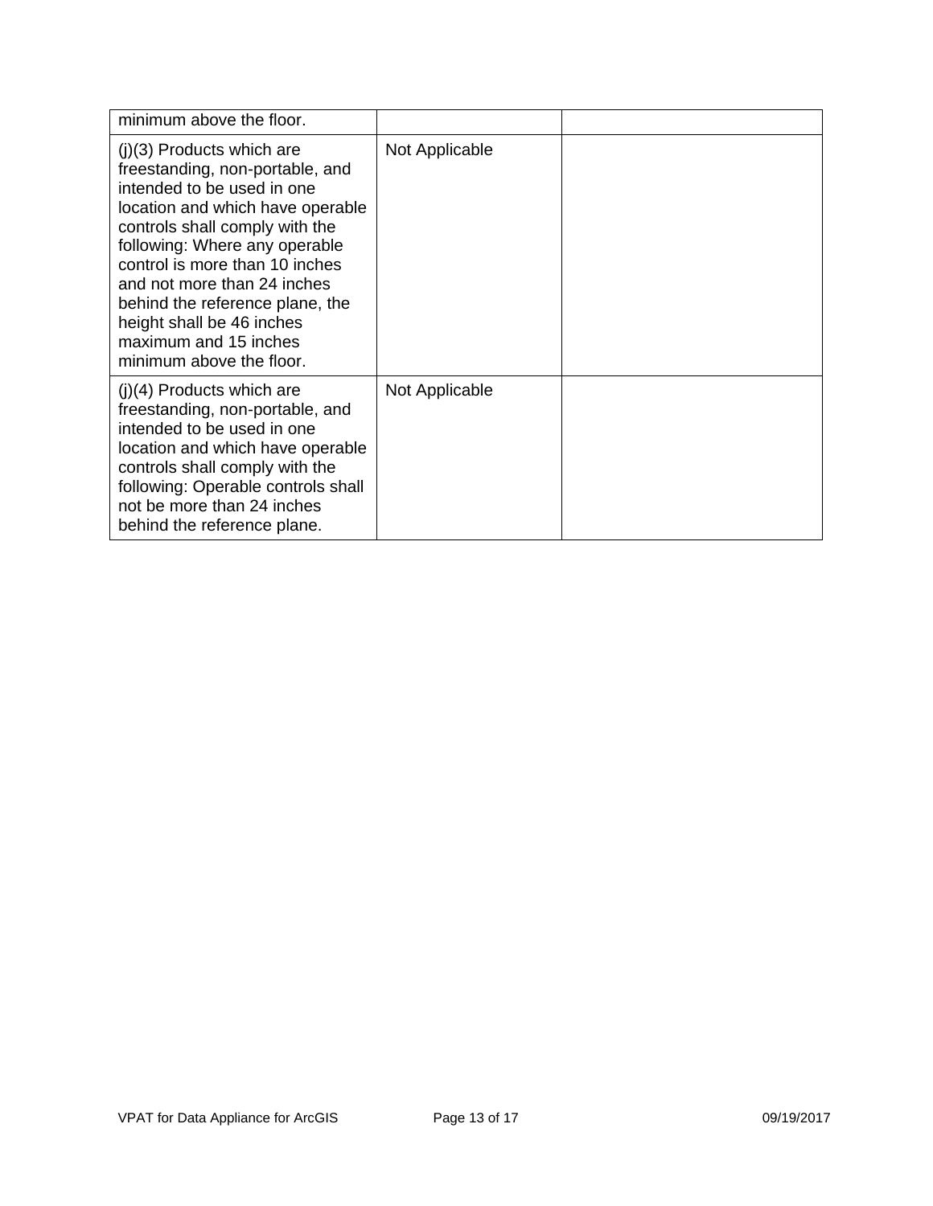| | | |
|---|---|---|
| minimum above the floor. | | |
| (j)(3) Products which are freestanding, non-portable, and intended to be used in one location and which have operable controls shall comply with the following: Where any operable control is more than 10 inches and not more than 24 inches behind the reference plane, the height shall be 46 inches maximum and 15 inches minimum above the floor. | Not Applicable | |
| (j)(4) Products which are freestanding, non-portable, and intended to be used in one location and which have operable controls shall comply with the following: Operable controls shall not be more than 24 inches behind the reference plane. | Not Applicable | |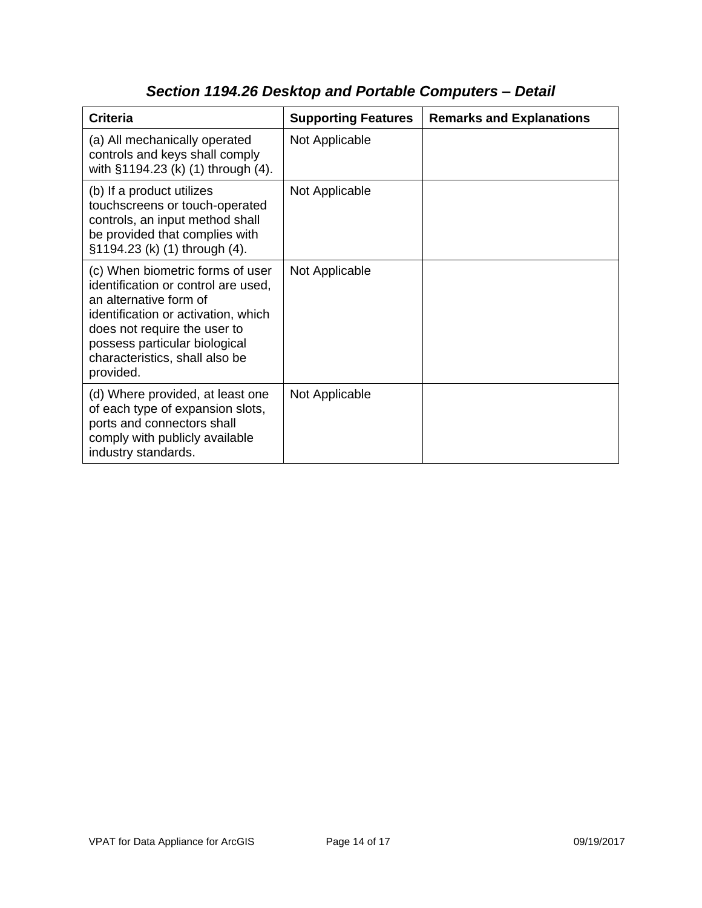## *Section 1194.26 Desktop and Portable Computers – Detail*

| Criteria | Supporting Features | Remarks and Explanations |
|---|---|---|
| (a) All mechanically operated controls and keys shall comply with §1194.23 (k) (1) through (4). | Not Applicable | |
| (b) If a product utilizes touchscreens or touch-operated controls, an input method shall be provided that complies with §1194.23 (k) (1) through (4). | Not Applicable | |
| (c) When biometric forms of user identification or control are used, an alternative form of identification or activation, which does not require the user to possess particular biological characteristics, shall also be provided. | Not Applicable | |
| (d) Where provided, at least one of each type of expansion slots, ports and connectors shall comply with publicly available industry standards. | Not Applicable | |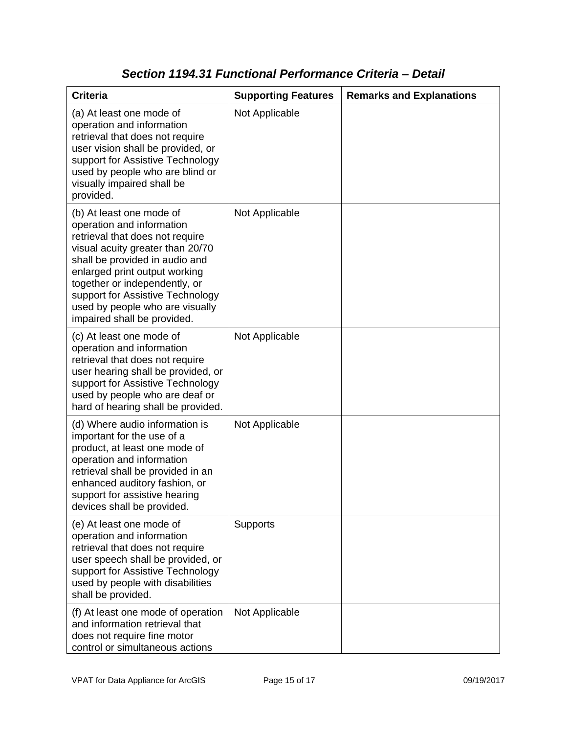## *Section 1194.31 Functional Performance Criteria – Detail*

| Criteria | Supporting Features | Remarks and Explanations |
| --- | --- | --- |
| (a) At least one mode of operation and information retrieval that does not require user vision shall be provided, or support for Assistive Technology used by people who are blind or visually impaired shall be provided. | Not Applicable | |
| (b) At least one mode of operation and information retrieval that does not require visual acuity greater than 20/70 shall be provided in audio and enlarged print output working together or independently, or support for Assistive Technology used by people who are visually impaired shall be provided. | Not Applicable | |
| (c) At least one mode of operation and information retrieval that does not require user hearing shall be provided, or support for Assistive Technology used by people who are deaf or hard of hearing shall be provided. | Not Applicable | |
| (d) Where audio information is important for the use of a product, at least one mode of operation and information retrieval shall be provided in an enhanced auditory fashion, or support for assistive hearing devices shall be provided. | Not Applicable | |
| (e) At least one mode of operation and information retrieval that does not require user speech shall be provided, or support for Assistive Technology used by people with disabilities shall be provided. | Supports | |
| (f) At least one mode of operation and information retrieval that does not require fine motor control or simultaneous actions | Not Applicable | |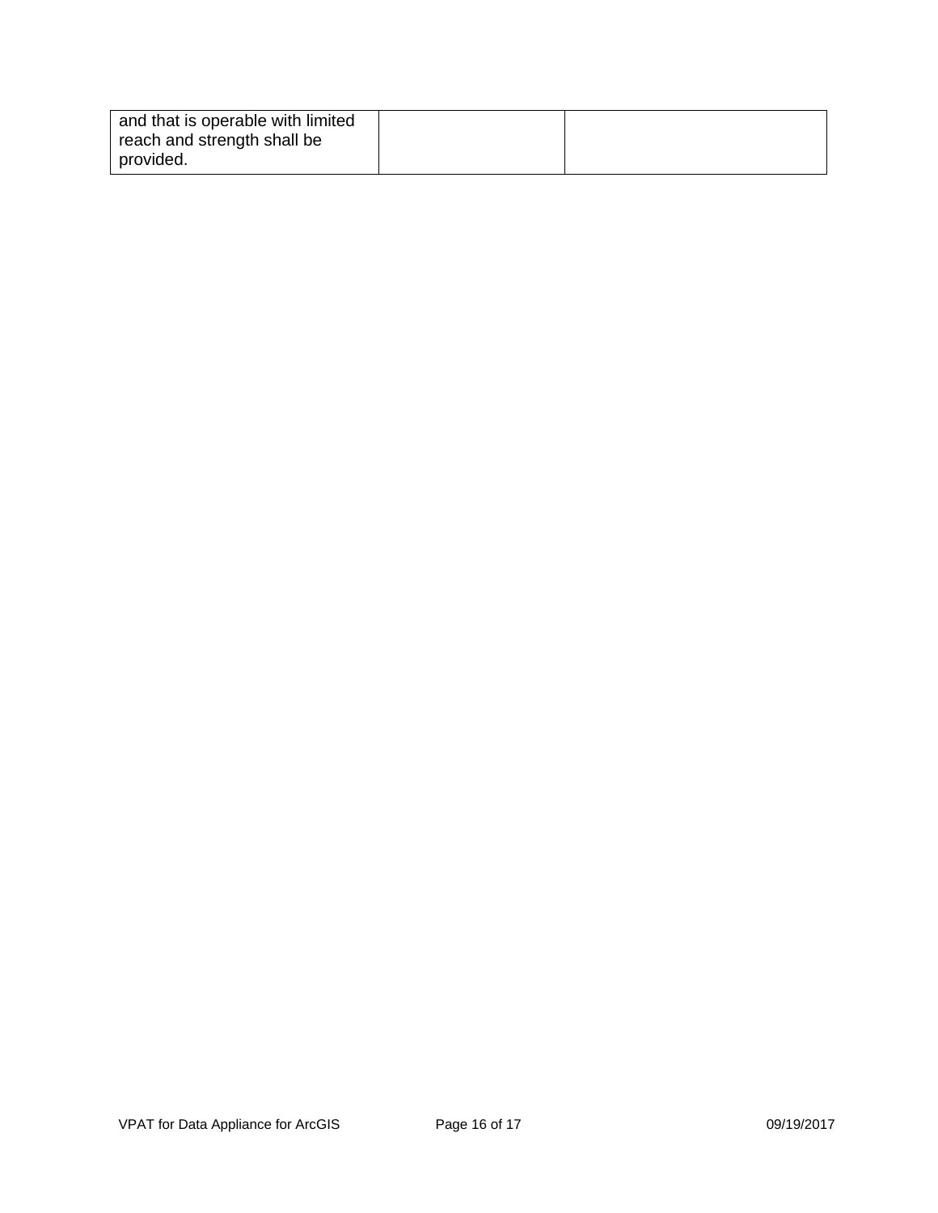| and that is operable with limited reach and strength shall be provided. | | |
|---|---|---|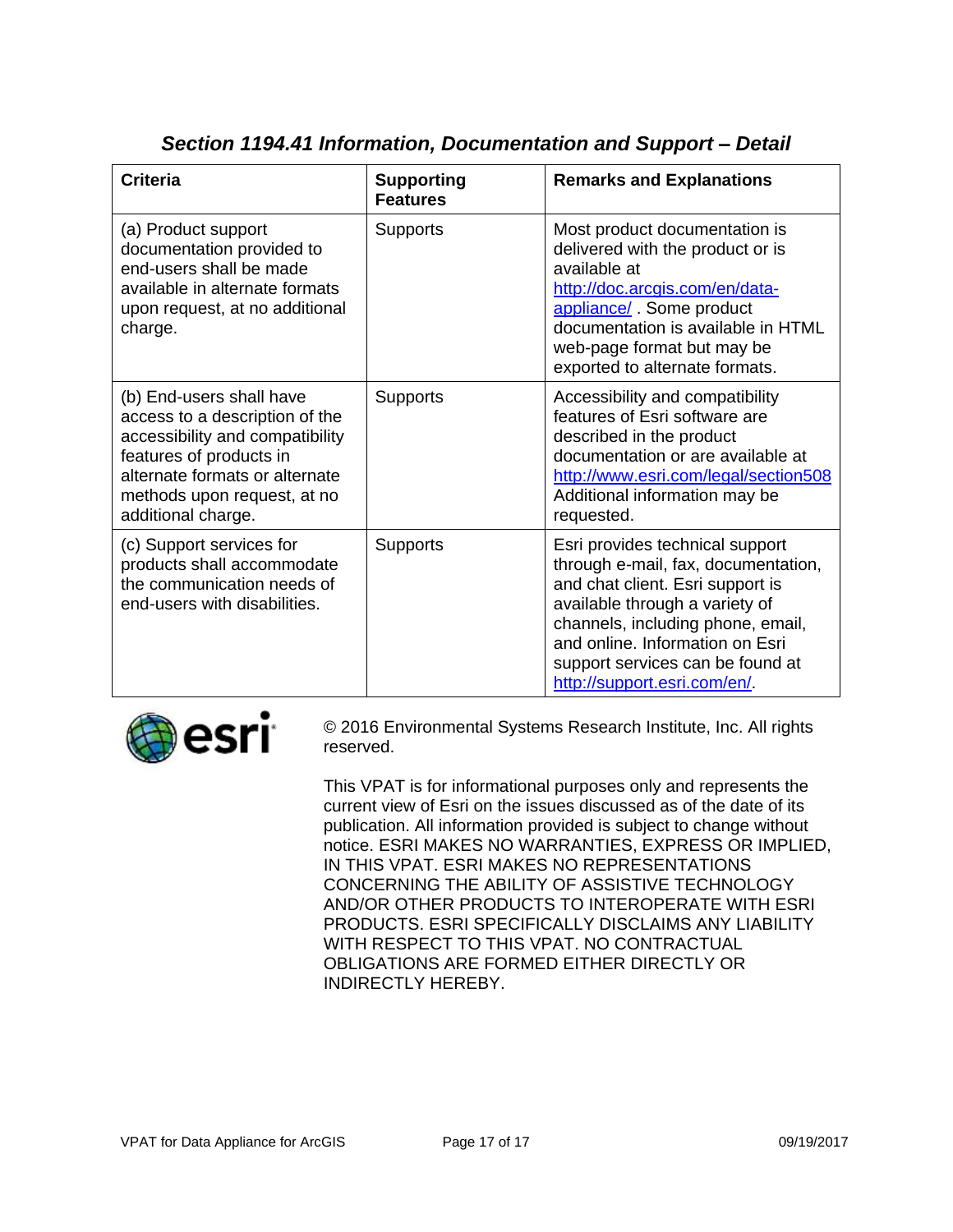### *Section 1194.41 Information, Documentation and Support – Detail*

| Criteria | Supporting Features | Remarks and Explanations |
|---|---|---|
| (a) Product support documentation provided to end-users shall be made available in alternate formats upon request, at no additional charge. | Supports | Most product documentation is delivered with the product or is available at [http://doc.arcgis.com/en/data-appliance/](http://doc.arcgis.com/en/data-appliance/) . Some product documentation is available in HTML web-page format but may be exported to alternate formats. |
| (b) End-users shall have access to a description of the accessibility and compatibility features of products in alternate formats or alternate methods upon request, at no additional charge. | Supports | Accessibility and compatibility features of Esri software are described in the product documentation or are available at [http://www.esri.com/legal/section508](http://www.esri.com/legal/section508) Additional information may be requested. |
| (c) Support services for products shall accommodate the communication needs of end-users with disabilities. | Supports | Esri provides technical support through e-mail, fax, documentation, and chat client. Esri support is available through a variety of channels, including phone, email, and online. Information on Esri support services can be found at [http://support.esri.com/en/](http://support.esri.com/en/). |

esri

© 2016 Environmental Systems Research Institute, Inc. All rights reserved.

This VPAT is for informational purposes only and represents the current view of Esri on the issues discussed as of the date of its publication. All information provided is subject to change without notice. ESRI MAKES NO WARRANTIES, EXPRESS OR IMPLIED, IN THIS VPAT. ESRI MAKES NO REPRESENTATIONS CONCERNING THE ABILITY OF ASSISTIVE TECHNOLOGY AND/OR OTHER PRODUCTS TO INTEROPERATE WITH ESRI PRODUCTS. ESRI SPECIFICALLY DISCLAIMS ANY LIABILITY WITH RESPECT TO THIS VPAT. NO CONTRACTUAL OBLIGATIONS ARE FORMED EITHER DIRECTLY OR INDIRECTLY HEREBY.